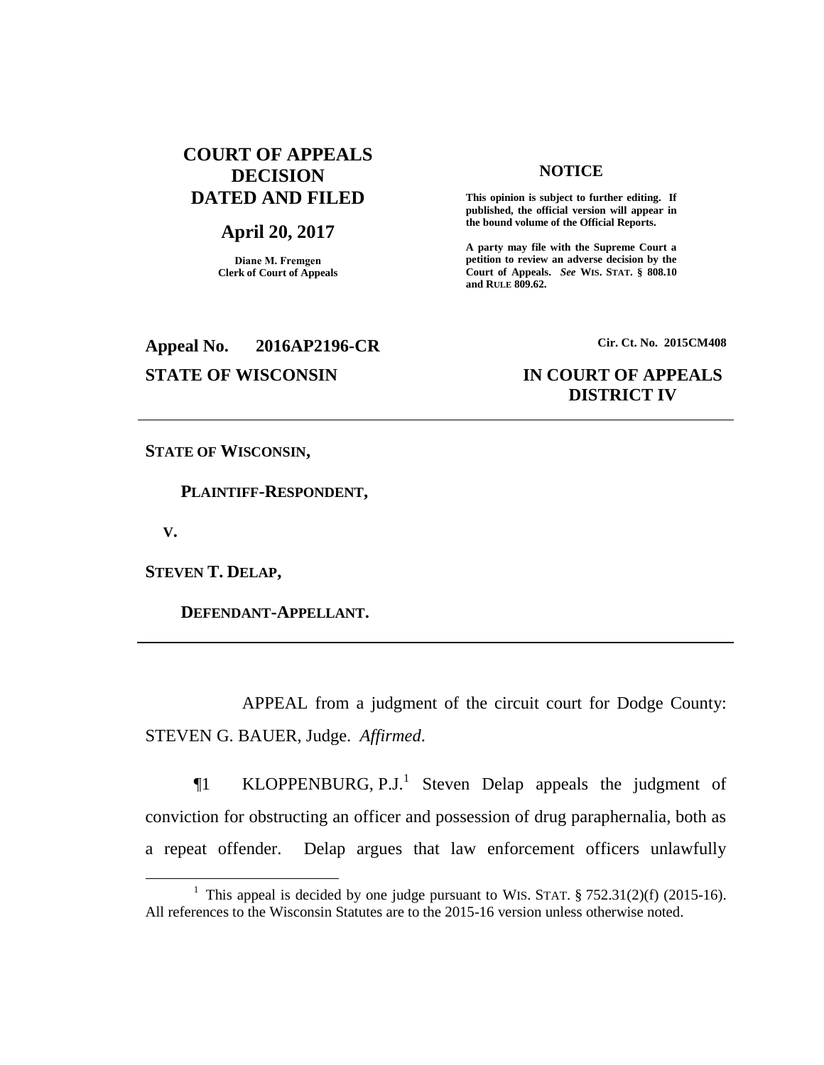# COURT OF APPEALS DECISION DATED AND FILED

## April 20, 2017

**Diane M. Fremgen**
**Clerk of Court of Appeals**

**NOTICE**

**This opinion is subject to further editing. If published, the official version will appear in the bound volume of the Official Reports.**

**A party may file with the Supreme Court a petition to review an adverse decision by the Court of Appeals.** ***See*** **WIS. STAT. § 808.10 and RULE 809.62.**

**Appeal No. 2016AP2196-CR** **Cir. Ct. No. 2015CM408**

**STATE OF WISCONSIN** **IN COURT OF APPEALS**
**DISTRICT IV**

---

**STATE OF WISCONSIN,**

**PLAINTIFF-RESPONDENT,**

**V.**

**STEVEN T. DELAP,**

**DEFENDANT-APPELLANT.**

---

APPEAL from a judgment of the circuit court for Dodge County: STEVEN G. BAUER, Judge. *Affirmed*.

¶1 KLOPPENBURG, P.J.[1] Steven Delap appeals the judgment of conviction for obstructing an officer and possession of drug paraphernalia, both as a repeat offender. Delap argues that law enforcement officers unlawfully

---

[1] This appeal is decided by one judge pursuant to WIS. STAT. § 752.31(2)(f) (2015-16). All references to the Wisconsin Statutes are to the 2015-16 version unless otherwise noted.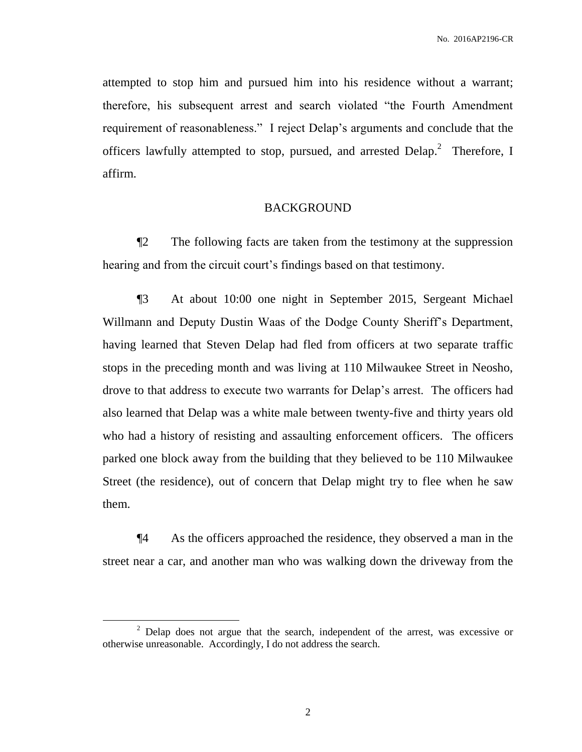attempted to stop him and pursued him into his residence without a warrant; therefore, his subsequent arrest and search violated "the Fourth Amendment requirement of reasonableness." I reject Delap's arguments and conclude that the officers lawfully attempted to stop, pursued, and arrested Delap.[2] Therefore, I affirm.

## BACKGROUND

¶2 The following facts are taken from the testimony at the suppression hearing and from the circuit court's findings based on that testimony.

¶3 At about 10:00 one night in September 2015, Sergeant Michael Willmann and Deputy Dustin Waas of the Dodge County Sheriff's Department, having learned that Steven Delap had fled from officers at two separate traffic stops in the preceding month and was living at 110 Milwaukee Street in Neosho, drove to that address to execute two warrants for Delap's arrest. The officers had also learned that Delap was a white male between twenty-five and thirty years old who had a history of resisting and assaulting enforcement officers. The officers parked one block away from the building that they believed to be 110 Milwaukee Street (the residence), out of concern that Delap might try to flee when he saw them.

¶4 As the officers approached the residence, they observed a man in the street near a car, and another man who was walking down the driveway from the

[2] Delap does not argue that the search, independent of the arrest, was excessive or otherwise unreasonable. Accordingly, I do not address the search.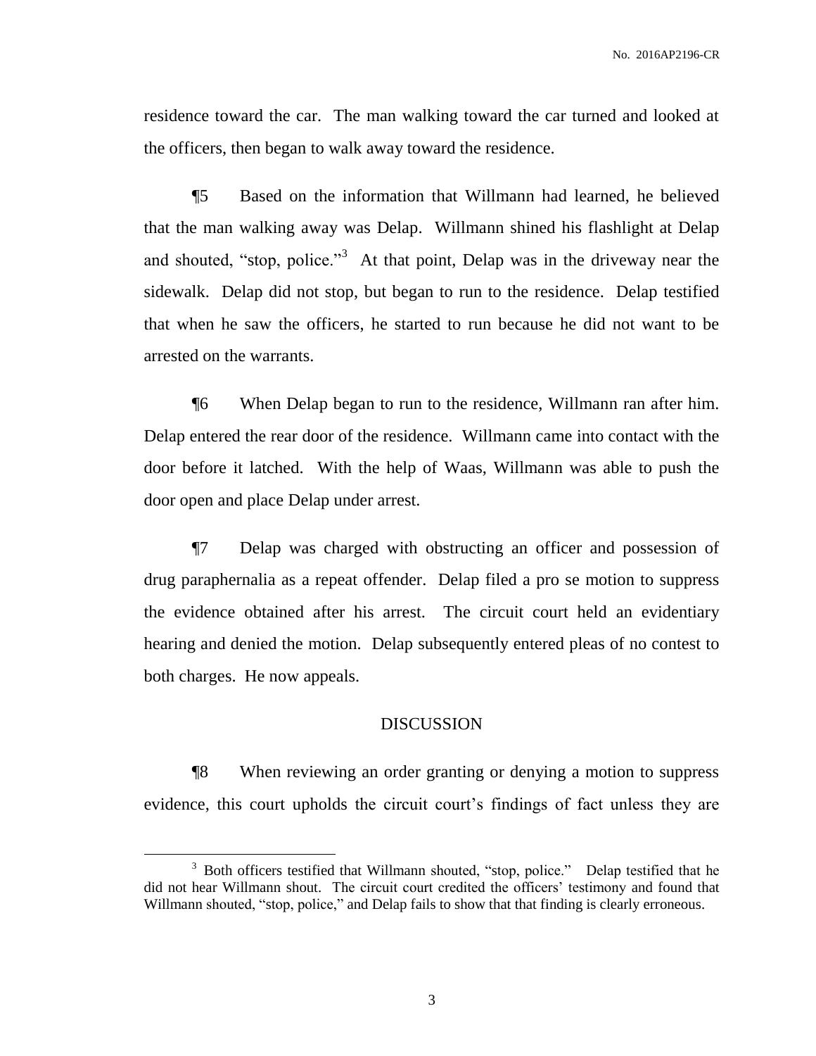residence toward the car. The man walking toward the car turned and looked at the officers, then began to walk away toward the residence.

¶5 Based on the information that Willmann had learned, he believed that the man walking away was Delap. Willmann shined his flashlight at Delap and shouted, "stop, police."[3] At that point, Delap was in the driveway near the sidewalk. Delap did not stop, but began to run to the residence. Delap testified that when he saw the officers, he started to run because he did not want to be arrested on the warrants.

¶6 When Delap began to run to the residence, Willmann ran after him. Delap entered the rear door of the residence. Willmann came into contact with the door before it latched. With the help of Waas, Willmann was able to push the door open and place Delap under arrest.

¶7 Delap was charged with obstructing an officer and possession of drug paraphernalia as a repeat offender. Delap filed a pro se motion to suppress the evidence obtained after his arrest. The circuit court held an evidentiary hearing and denied the motion. Delap subsequently entered pleas of no contest to both charges. He now appeals.

## DISCUSSION

¶8 When reviewing an order granting or denying a motion to suppress evidence, this court upholds the circuit court's findings of fact unless they are

---

[3] Both officers testified that Willmann shouted, "stop, police." Delap testified that he did not hear Willmann shout. The circuit court credited the officers' testimony and found that Willmann shouted, "stop, police," and Delap fails to show that that finding is clearly erroneous.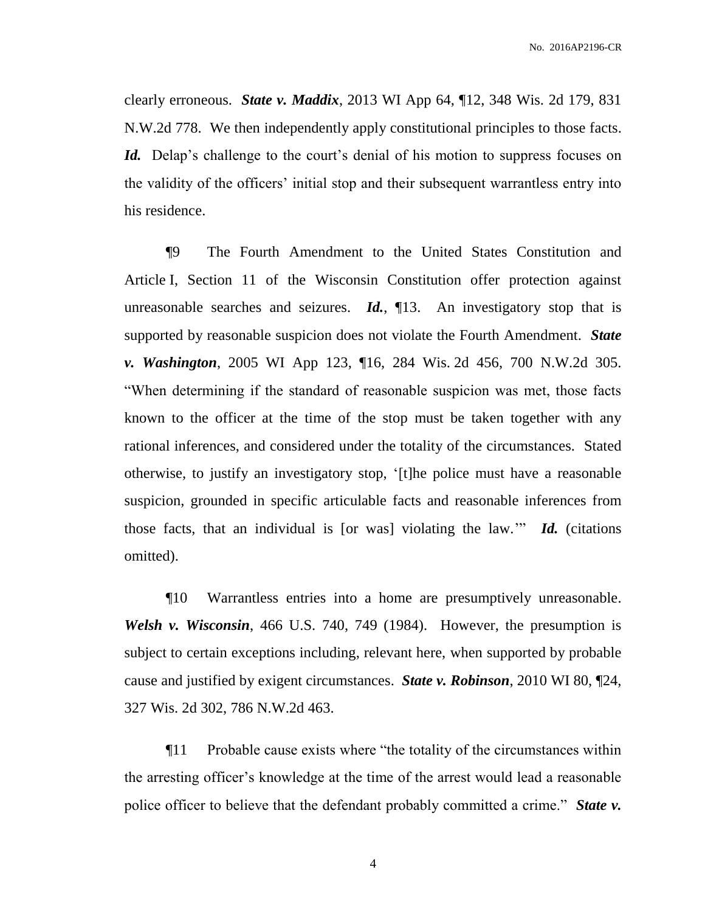clearly erroneous. ***State v. Maddix***, 2013 WI App 64, ¶12, 348 Wis. 2d 179, 831 N.W.2d 778. We then independently apply constitutional principles to those facts. ***Id.*** Delap's challenge to the court's denial of his motion to suppress focuses on the validity of the officers' initial stop and their subsequent warrantless entry into his residence.

¶9 The Fourth Amendment to the United States Constitution and Article I, Section 11 of the Wisconsin Constitution offer protection against unreasonable searches and seizures. ***Id.***, ¶13. An investigatory stop that is supported by reasonable suspicion does not violate the Fourth Amendment. ***State v. Washington***, 2005 WI App 123, ¶16, 284 Wis. 2d 456, 700 N.W.2d 305. "When determining if the standard of reasonable suspicion was met, those facts known to the officer at the time of the stop must be taken together with any rational inferences, and considered under the totality of the circumstances. Stated otherwise, to justify an investigatory stop, '[t]he police must have a reasonable suspicion, grounded in specific articulable facts and reasonable inferences from those facts, that an individual is [or was] violating the law.'" ***Id.*** (citations omitted).

¶10 Warrantless entries into a home are presumptively unreasonable. ***Welsh v. Wisconsin***, 466 U.S. 740, 749 (1984). However, the presumption is subject to certain exceptions including, relevant here, when supported by probable cause and justified by exigent circumstances. ***State v. Robinson***, 2010 WI 80, ¶24, 327 Wis. 2d 302, 786 N.W.2d 463.

¶11 Probable cause exists where "the totality of the circumstances within the arresting officer's knowledge at the time of the arrest would lead a reasonable police officer to believe that the defendant probably committed a crime." ***State v.***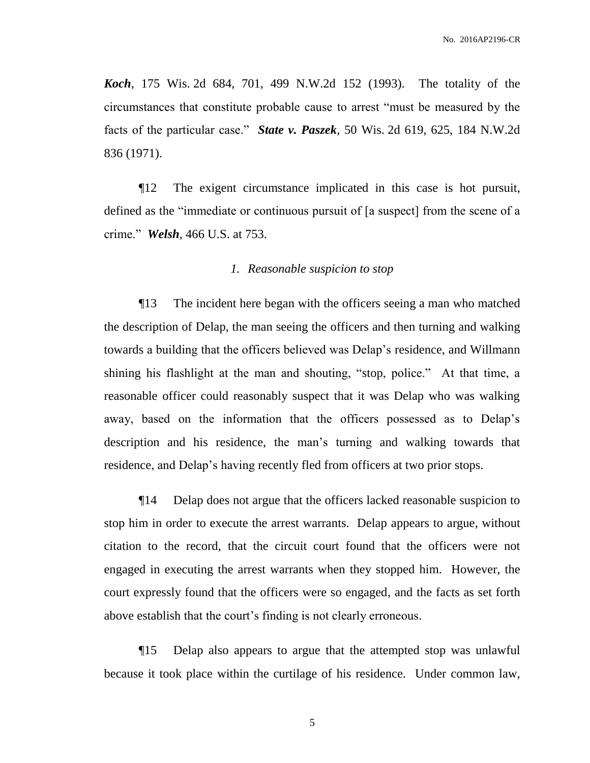***Koch***, 175 Wis. 2d 684, 701, 499 N.W.2d 152 (1993). The totality of the circumstances that constitute probable cause to arrest "must be measured by the facts of the particular case." ***State v. Paszek***, 50 Wis. 2d 619, 625, 184 N.W.2d 836 (1971).

¶12 The exigent circumstance implicated in this case is hot pursuit, defined as the "immediate or continuous pursuit of [a suspect] from the scene of a crime." ***Welsh***, 466 U.S. at 753.

*1. Reasonable suspicion to stop*

¶13 The incident here began with the officers seeing a man who matched the description of Delap, the man seeing the officers and then turning and walking towards a building that the officers believed was Delap's residence, and Willmann shining his flashlight at the man and shouting, "stop, police." At that time, a reasonable officer could reasonably suspect that it was Delap who was walking away, based on the information that the officers possessed as to Delap's description and his residence, the man's turning and walking towards that residence, and Delap's having recently fled from officers at two prior stops.

¶14 Delap does not argue that the officers lacked reasonable suspicion to stop him in order to execute the arrest warrants. Delap appears to argue, without citation to the record, that the circuit court found that the officers were not engaged in executing the arrest warrants when they stopped him. However, the court expressly found that the officers were so engaged, and the facts as set forth above establish that the court's finding is not clearly erroneous.

¶15 Delap also appears to argue that the attempted stop was unlawful because it took place within the curtilage of his residence. Under common law,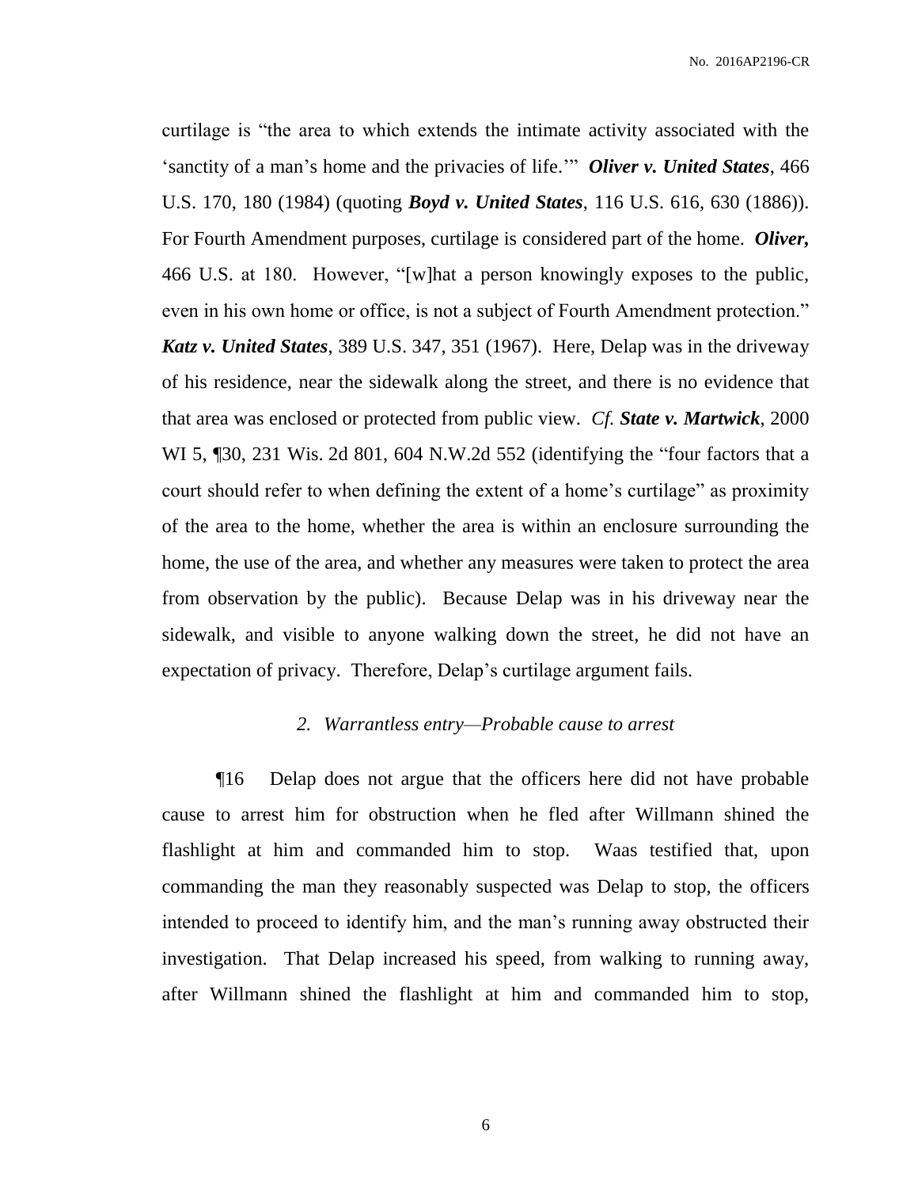curtilage is "the area to which extends the intimate activity associated with the 'sanctity of a man's home and the privacies of life.'" ***Oliver v. United States***, 466 U.S. 170, 180 (1984) (quoting ***Boyd v. United States***, 116 U.S. 616, 630 (1886)). For Fourth Amendment purposes, curtilage is considered part of the home. ***Oliver,*** 466 U.S. at 180. However, "[w]hat a person knowingly exposes to the public, even in his own home or office, is not a subject of Fourth Amendment protection." ***Katz v. United States***, 389 U.S. 347, 351 (1967). Here, Delap was in the driveway of his residence, near the sidewalk along the street, and there is no evidence that that area was enclosed or protected from public view. *Cf.* ***State v. Martwick***, 2000 WI 5, ¶30, 231 Wis. 2d 801, 604 N.W.2d 552 (identifying the "four factors that a court should refer to when defining the extent of a home's curtilage" as proximity of the area to the home, whether the area is within an enclosure surrounding the home, the use of the area, and whether any measures were taken to protect the area from observation by the public). Because Delap was in his driveway near the sidewalk, and visible to anyone walking down the street, he did not have an expectation of privacy. Therefore, Delap's curtilage argument fails.

*2. Warrantless entry—Probable cause to arrest*

¶16 Delap does not argue that the officers here did not have probable cause to arrest him for obstruction when he fled after Willmann shined the flashlight at him and commanded him to stop. Waas testified that, upon commanding the man they reasonably suspected was Delap to stop, the officers intended to proceed to identify him, and the man's running away obstructed their investigation. That Delap increased his speed, from walking to running away, after Willmann shined the flashlight at him and commanded him to stop,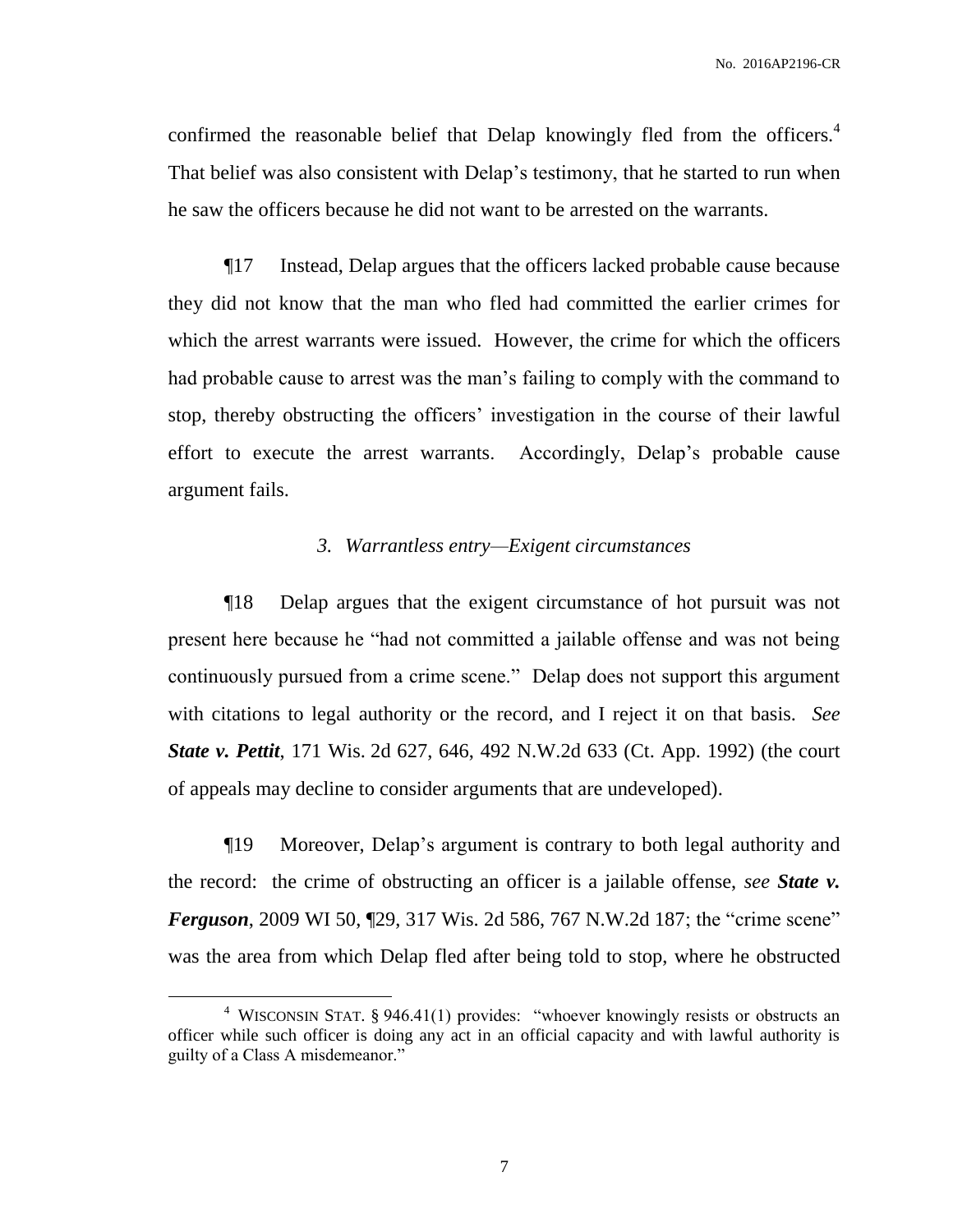confirmed the reasonable belief that Delap knowingly fled from the officers.[4] That belief was also consistent with Delap's testimony, that he started to run when he saw the officers because he did not want to be arrested on the warrants.

¶17 Instead, Delap argues that the officers lacked probable cause because they did not know that the man who fled had committed the earlier crimes for which the arrest warrants were issued. However, the crime for which the officers had probable cause to arrest was the man's failing to comply with the command to stop, thereby obstructing the officers' investigation in the course of their lawful effort to execute the arrest warrants. Accordingly, Delap's probable cause argument fails.

### *3. Warrantless entry—Exigent circumstances*

¶18 Delap argues that the exigent circumstance of hot pursuit was not present here because he "had not committed a jailable offense and was not being continuously pursued from a crime scene." Delap does not support this argument with citations to legal authority or the record, and I reject it on that basis. *See* ***State v. Pettit***, 171 Wis. 2d 627, 646, 492 N.W.2d 633 (Ct. App. 1992) (the court of appeals may decline to consider arguments that are undeveloped).

¶19 Moreover, Delap's argument is contrary to both legal authority and the record: the crime of obstructing an officer is a jailable offense, *see* ***State v. Ferguson***, 2009 WI 50, ¶29, 317 Wis. 2d 586, 767 N.W.2d 187; the "crime scene" was the area from which Delap fled after being told to stop, where he obstructed

---

[4] WISCONSIN STAT. § 946.41(1) provides: "whoever knowingly resists or obstructs an officer while such officer is doing any act in an official capacity and with lawful authority is guilty of a Class A misdemeanor."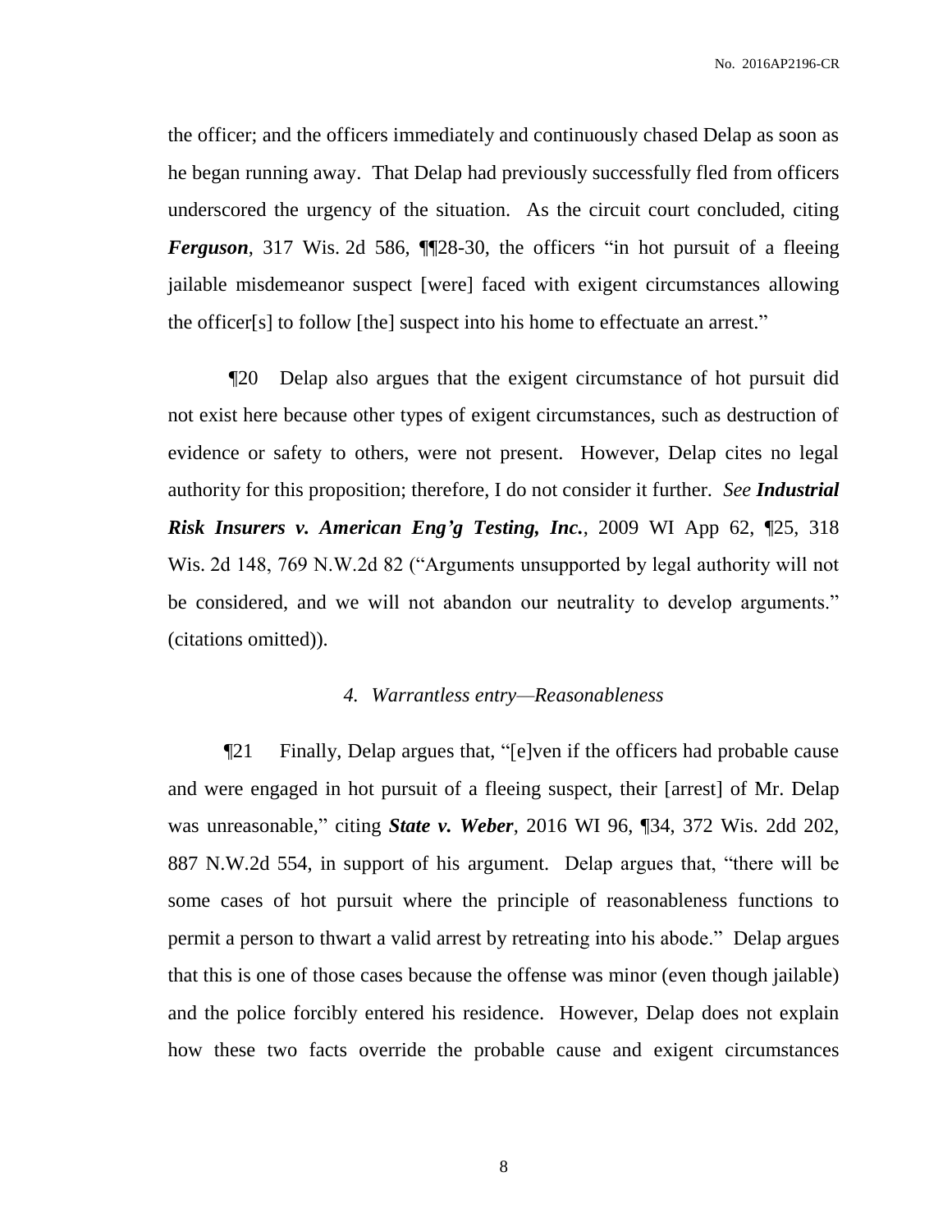the officer; and the officers immediately and continuously chased Delap as soon as he began running away. That Delap had previously successfully fled from officers underscored the urgency of the situation. As the circuit court concluded, citing ***Ferguson***, 317 Wis. 2d 586, ¶¶28-30, the officers "in hot pursuit of a fleeing jailable misdemeanor suspect [were] faced with exigent circumstances allowing the officer[s] to follow [the] suspect into his home to effectuate an arrest."

¶20 Delap also argues that the exigent circumstance of hot pursuit did not exist here because other types of exigent circumstances, such as destruction of evidence or safety to others, were not present. However, Delap cites no legal authority for this proposition; therefore, I do not consider it further. *See* ***Industrial Risk Insurers v. American Eng'g Testing, Inc.***, 2009 WI App 62, ¶25, 318 Wis. 2d 148, 769 N.W.2d 82 ("Arguments unsupported by legal authority will not be considered, and we will not abandon our neutrality to develop arguments." (citations omitted)).

*4. Warrantless entry—Reasonableness*

¶21 Finally, Delap argues that, "[e]ven if the officers had probable cause and were engaged in hot pursuit of a fleeing suspect, their [arrest] of Mr. Delap was unreasonable," citing ***State v. Weber***, 2016 WI 96, ¶34, 372 Wis. 2dd 202, 887 N.W.2d 554, in support of his argument. Delap argues that, "there will be some cases of hot pursuit where the principle of reasonableness functions to permit a person to thwart a valid arrest by retreating into his abode." Delap argues that this is one of those cases because the offense was minor (even though jailable) and the police forcibly entered his residence. However, Delap does not explain how these two facts override the probable cause and exigent circumstances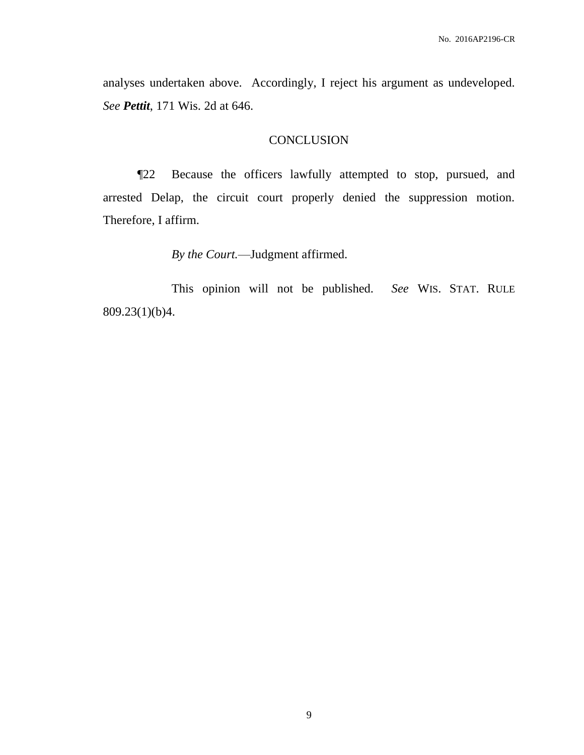analyses undertaken above. Accordingly, I reject his argument as undeveloped. *See* ***Pettit***, 171 Wis. 2d at 646.

## CONCLUSION

¶22 Because the officers lawfully attempted to stop, pursued, and arrested Delap, the circuit court properly denied the suppression motion. Therefore, I affirm.

*By the Court.*—Judgment affirmed.

This opinion will not be published. *See* WIS. STAT. RULE 809.23(1)(b)4.